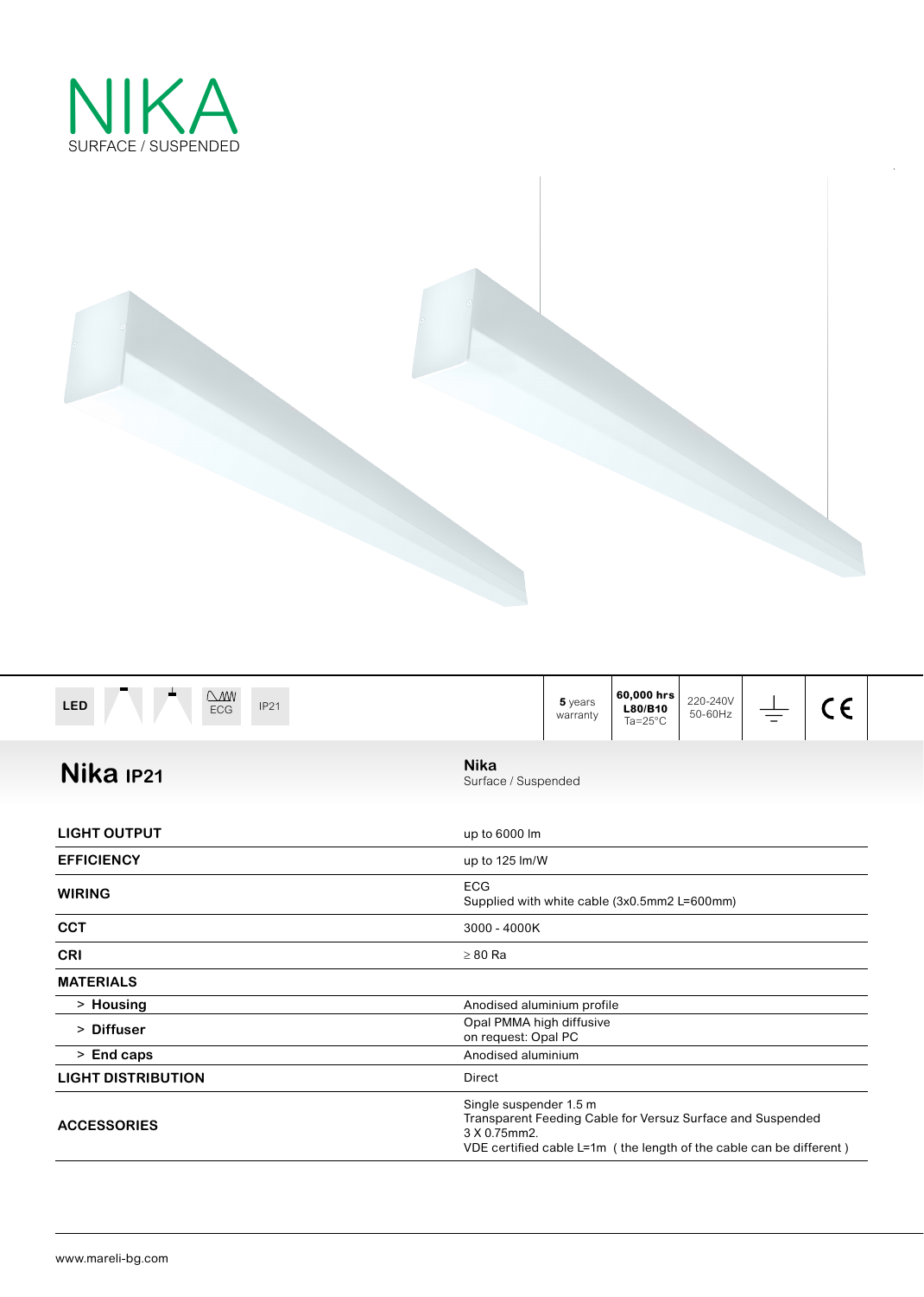# NIKA

SURFACE / SUSPENDED

LED | ECG | IP21

**5** years warranty | **60,000 hrs L80/B10** Ta=25°C | 220-240V 50-60Hz | CE

## Nika IP21

**Nika**
Surface / Suspended

| | |
|---|---|
| **LIGHT OUTPUT** | up to 6000 lm |
| **EFFICIENCY** | up to 125 lm/W |
| **WIRING** | ECG<br>Supplied with white cable (3x0.5mm2 L=600mm) |
| **CCT** | 3000 - 4000K |
| **CRI** | ≥ 80 Ra |
| **MATERIALS** | |
| > **Housing** | Anodised aluminium profile |
| > **Diffuser** | Opal PMMA high diffusive<br>on request: Opal PC |
| > **End caps** | Anodised aluminium |
| **LIGHT DISTRIBUTION** | Direct |
| **ACCESSORIES** | Single suspender 1.5 m<br>Transparent Feeding Cable for Versuz Surface and Suspended<br>3 X 0.75mm2.<br>VDE certified cable L=1m ( the length of the cable can be different ) |

www.mareli-bg.com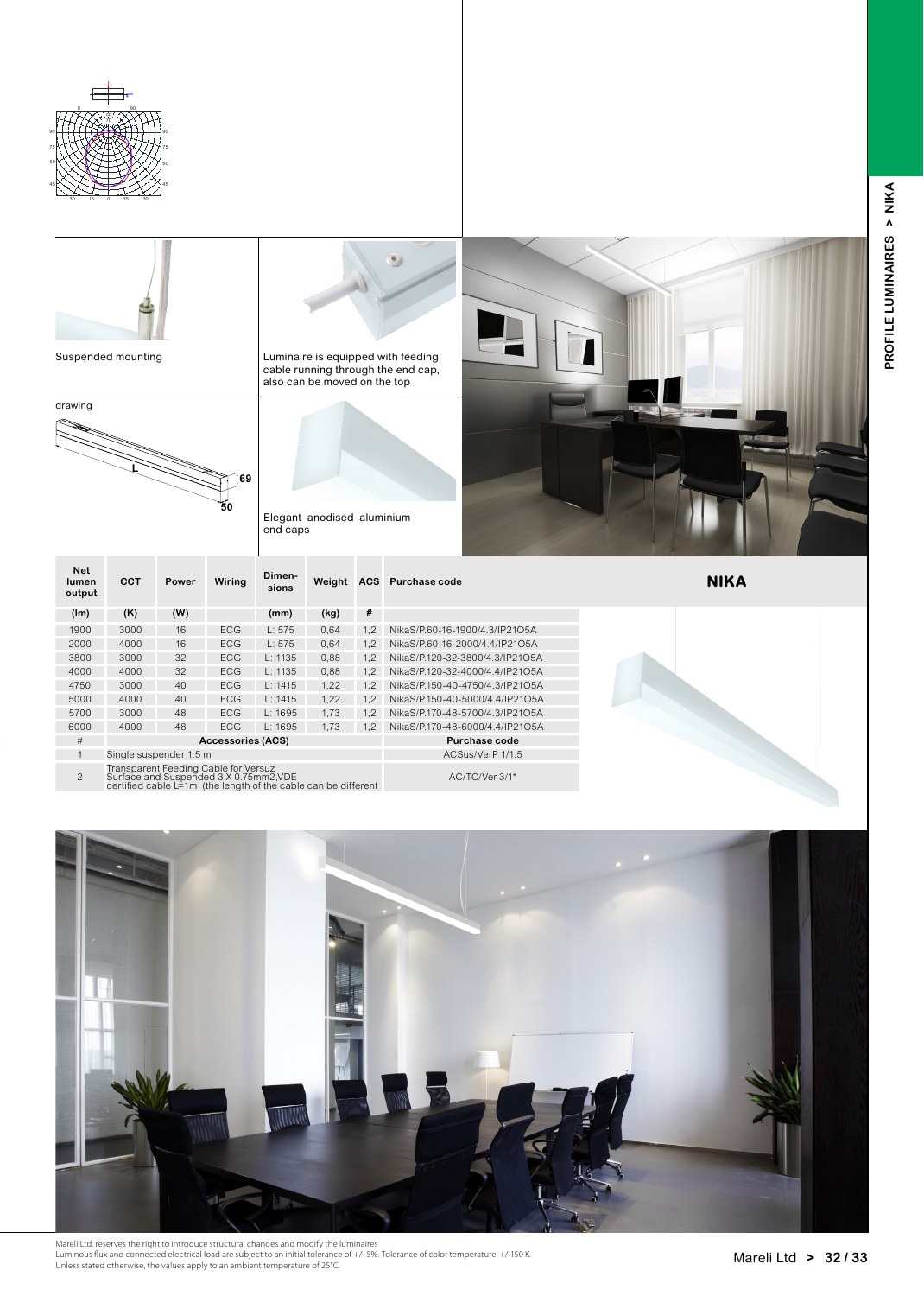Suspended mounting

Luminaire is equipped with feeding cable running through the end cap, also can be moved on the top

drawing

L

69

50

Elegant anodised aluminium end caps

## NIKA

| Net lumen output | CCT | Power | Wiring | Dimen-sions | Weight | ACS | Purchase code |
|---|---|---|---|---|---|---|---|
| (lm) | (K) | (W) | | (mm) | (kg) | # | |
| 1900 | 3000 | 16 | ECG | L: 575 | 0,64 | 1,2 | NikaS/P.60-16-1900/4.3/IP21O5A |
| 2000 | 4000 | 16 | ECG | L: 575 | 0,64 | 1,2 | NikaS/P.60-16-2000/4.4/IP21O5A |
| 3800 | 3000 | 32 | ECG | L: 1135 | 0,88 | 1,2 | NikaS/P.120-32-3800/4.3/IP21O5A |
| 4000 | 4000 | 32 | ECG | L: 1135 | 0,88 | 1,2 | NikaS/P.120-32-4000/4.4/IP21O5A |
| 4750 | 3000 | 40 | ECG | L: 1415 | 1,22 | 1,2 | NikaS/P.150-40-4750/4.3/IP21O5A |
| 5000 | 4000 | 40 | ECG | L: 1415 | 1,22 | 1,2 | NikaS/P.150-40-5000/4.4/IP21O5A |
| 5700 | 3000 | 48 | ECG | L: 1695 | 1,73 | 1,2 | NikaS/P.170-48-5700/4.3/IP21O5A |
| 6000 | 4000 | 48 | ECG | L: 1695 | 1,73 | 1,2 | NikaS/P.170-48-6000/4.4/IP21O5A |

| # | Accessories (ACS) | Purchase code |
|---|---|---|
| 1 | Single suspender 1.5 m | ACSus/VerP 1/1.5 |
| 2 | Transparent Feeding Cable for Versuz Surface and Suspended 3 X 0.75mm2,VDE certified cable L=1m (the length of the cable can be different | AC/TC/Ver 3/1* |

Mareli Ltd. reserves the right to introduce structural changes and modify the luminaires
Luminous flux and connected electrical load are subject to an initial tolerance of +/- 5%. Tolerance of color temperature: +/-150 K.
Unless stated otherwise, the values apply to an ambient temperature of 25°C.